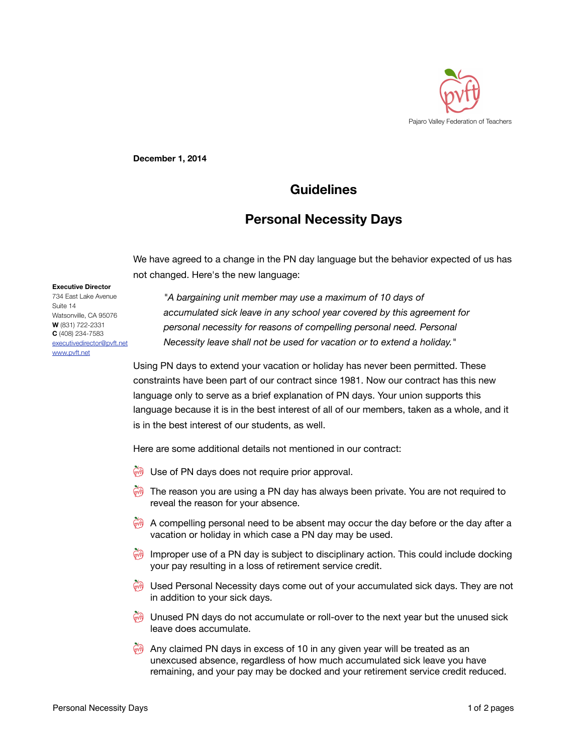Pajaro Valley Federation of Teachers

**December 1, 2014**

# Guidelines

# Personal Necessity Days

**Executive Director**
734 East Lake Avenue
Suite 14
Watsonville, CA 95076
**W** (831) 722-2331
**C** (408) 234-7583
executivedirector@pvft.net
www.pvft.net

We have agreed to a change in the PN day language but the behavior expected of us has not changed. Here's the new language:

> *"A bargaining unit member may use a maximum of 10 days of accumulated sick leave in any school year covered by this agreement for personal necessity for reasons of compelling personal need. Personal Necessity leave shall not be used for vacation or to extend a holiday."*

Using PN days to extend your vacation or holiday has never been permitted. These constraints have been part of our contract since 1981. Now our contract has this new language only to serve as a brief explanation of PN days. Your union supports this language because it is in the best interest of all of our members, taken as a whole, and it is in the best interest of our students, as well.

Here are some additional details not mentioned in our contract:

- Use of PN days does not require prior approval.
- The reason you are using a PN day has always been private. You are not required to reveal the reason for your absence.
- A compelling personal need to be absent may occur the day before or the day after a vacation or holiday in which case a PN day may be used.
- Improper use of a PN day is subject to disciplinary action. This could include docking your pay resulting in a loss of retirement service credit.
- Used Personal Necessity days come out of your accumulated sick days. They are not in addition to your sick days.
- Unused PN days do not accumulate or roll-over to the next year but the unused sick leave does accumulate.
- Any claimed PN days in excess of 10 in any given year will be treated as an unexcused absence, regardless of how much accumulated sick leave you have remaining, and your pay may be docked and your retirement service credit reduced.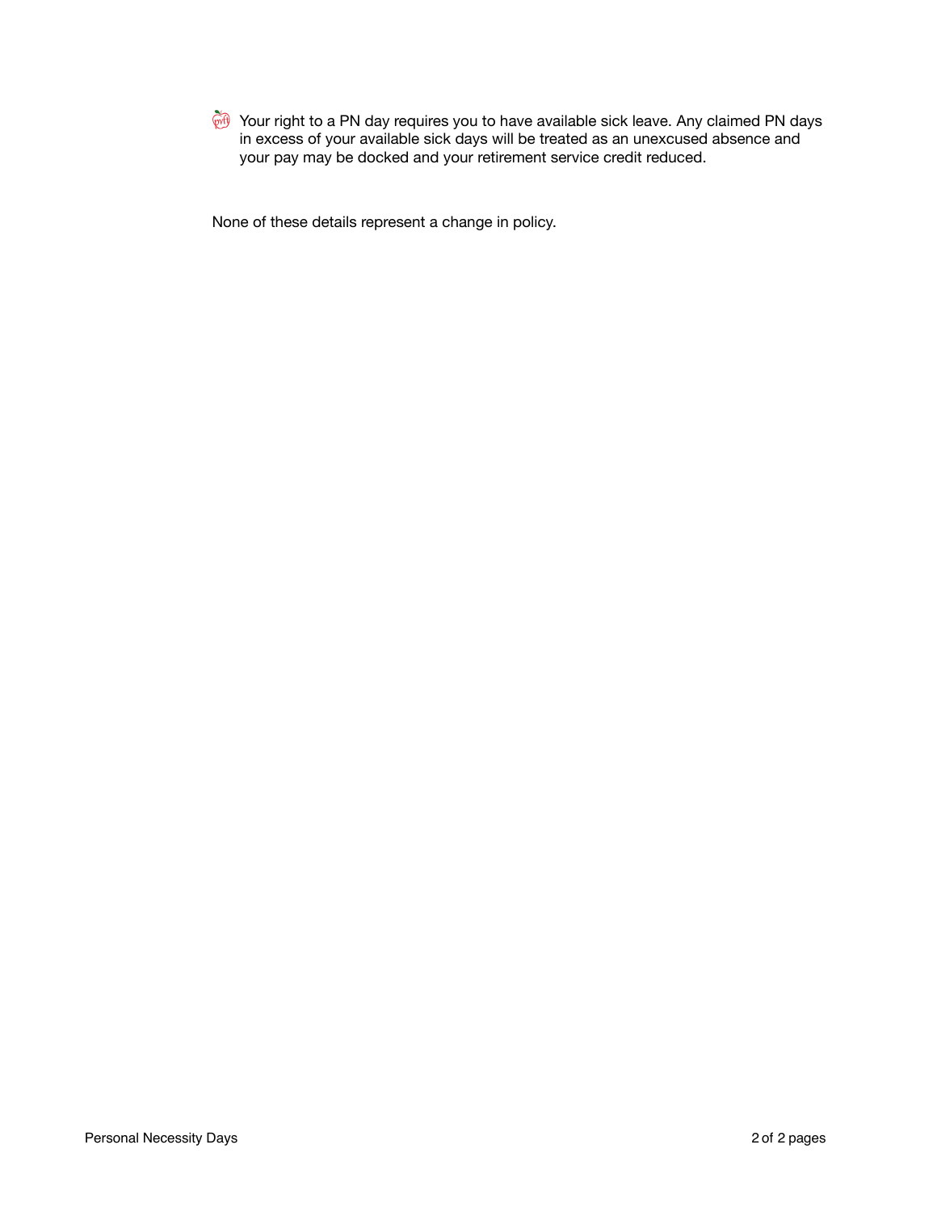- Your right to a PN day requires you to have available sick leave. Any claimed PN days in excess of your available sick days will be treated as an unexcused absence and your pay may be docked and your retirement service credit reduced.

None of these details represent a change in policy.